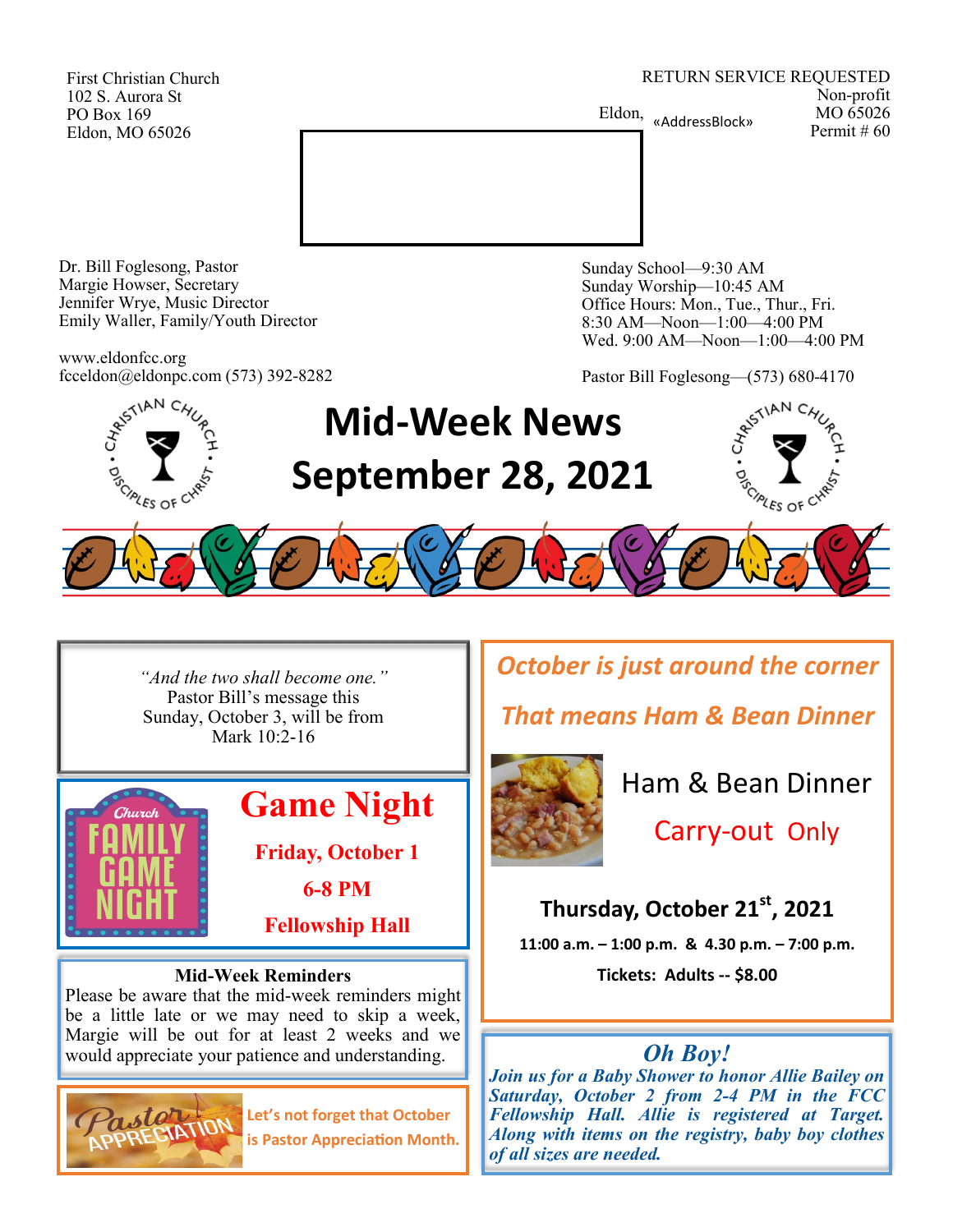First Christian Church
102 S. Aurora St
PO Box 169
Eldon, MO 65026

RETURN SERVICE REQUESTED
Non-profit
Eldon, MO 65026
Permit # 60

«AddressBlock»

Dr. Bill Foglesong, Pastor
Margie Howser, Secretary
Jennifer Wrye, Music Director
Emily Waller, Family/Youth Director

www.eldonfcc.org
fcceldon@eldonpc.com (573) 392-8282

Sunday School—9:30 AM
Sunday Worship—10:45 AM
Office Hours: Mon., Tue., Thur., Fri.
8:30 AM—Noon—1:00—4:00 PM
Wed. 9:00 AM—Noon—1:00—4:00 PM

Pastor Bill Foglesong—(573) 680-4170

# Mid-Week News
# September 28, 2021

*"And the two shall become one."*
Pastor Bill's message this Sunday, October 3, will be from Mark 10:2-16

## Game Night

**Friday, October 1**

**6-8 PM**

**Fellowship Hall**

**Mid-Week Reminders**

Please be aware that the mid-week reminders might be a little late or we may need to skip a week, Margie will be out for at least 2 weeks and we would appreciate your patience and understanding.

Let's not forget that October is Pastor Appreciation Month.

## *October is just around the corner*

## *That means Ham & Bean Dinner*

Ham & Bean Dinner

Carry-out Only

**Thursday, October 21st, 2021**

**11:00 a.m. – 1:00 p.m. & 4.30 p.m. – 7:00 p.m.**

**Tickets: Adults -- $8.00**

## *Oh Boy!*

***Join us for a Baby Shower to honor Allie Bailey on Saturday, October 2 from 2-4 PM in the FCC Fellowship Hall. Allie is registered at Target. Along with items on the registry, baby boy clothes of all sizes are needed.***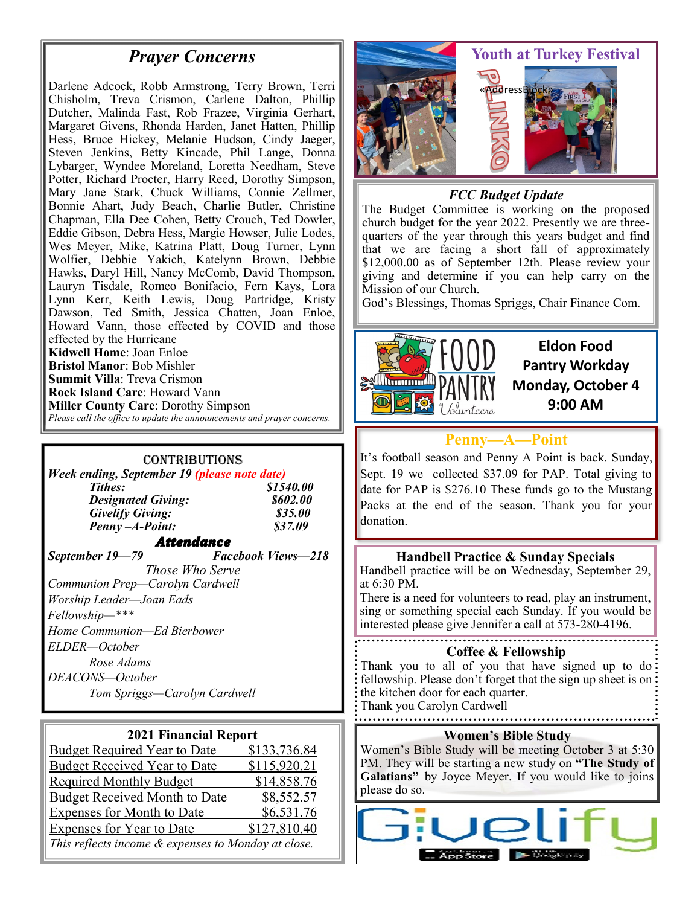## Prayer Concerns

Darlene Adcock, Robb Armstrong, Terry Brown, Terri Chisholm, Treva Crismon, Carlene Dalton, Phillip Dutcher, Malinda Fast, Rob Frazee, Virginia Gerhart, Margaret Givens, Rhonda Harden, Janet Hatten, Phillip Hess, Bruce Hickey, Melanie Hudson, Cindy Jaeger, Steven Jenkins, Betty Kincade, Phil Lange, Donna Lybarger, Wyndee Moreland, Loretta Needham, Steve Potter, Richard Procter, Harry Reed, Dorothy Simpson, Mary Jane Stark, Chuck Williams, Connie Zellmer, Bonnie Ahart, Judy Beach, Charlie Butler, Christine Chapman, Ella Dee Cohen, Betty Crouch, Ted Dowler, Eddie Gibson, Debra Hess, Margie Howser, Julie Lodes, Wes Meyer, Mike, Katrina Platt, Doug Turner, Lynn Wolfier, Debbie Yakich, Katelynn Brown, Debbie Hawks, Daryl Hill, Nancy McComb, David Thompson, Lauryn Tisdale, Romeo Bonifacio, Fern Kays, Lora Lynn Kerr, Keith Lewis, Doug Partridge, Kristy Dawson, Ted Smith, Jessica Chatten, Joan Enloe, Howard Vann, those effected by COVID and those effected by the Hurricane

**Kidwell Home**: Joan Enloe
**Bristol Manor**: Bob Mishler
**Summit Villa**: Treva Crismon
**Rock Island Care**: Howard Vann
**Miller County Care**: Dorothy Simpson

*Please call the office to update the announcements and prayer concerns.*

## CONTRIBUTIONS

***Week ending, September 19*** *(please note date)*

| | |
|---|---|
| ***Tithes:*** | ***$1540.00*** |
| ***Designated Giving:*** | ***$602.00*** |
| ***Givelify Giving:*** | ***$35.00*** |
| ***Penny –A-Point:*** | ***$37.09*** |

**Attendance**

***September 19—79*** ***Facebook Views—218***

*Those Who Serve*

*Communion Prep—Carolyn Cardwell*
*Worship Leader—Joan Eads*
*Fellowship—\*\*\**
*Home Communion—Ed Bierbower*
*ELDER—October*
*Rose Adams*
*DEACONS—October*
*Tom Spriggs—Carolyn Cardwell*

## 2021 Financial Report

| | |
|---|---|
| Budget Required Year to Date | $133,736.84 |
| Budget Received Year to Date | $115,920.21 |
| Required Monthly Budget | $14,858.76 |
| Budget Received Month to Date | $8,552.57 |
| Expenses for Month to Date | $6,531.76 |
| Expenses for Year to Date | $127,810.40 |

*This reflects income & expenses to Monday at close.*

## Youth at Turkey Festival

«AddressBlock»

## *FCC Budget Update*

The Budget Committee is working on the proposed church budget for the year 2022. Presently we are three-quarters of the year through this years budget and find that we are facing a short fall of approximately $12,000.00 as of September 12th. Please review your giving and determine if you can help carry on the Mission of our Church.

God's Blessings, Thomas Spriggs, Chair Finance Com.

**Eldon Food Pantry Workday**
**Monday, October 4**
**9:00 AM**

## Penny—A—Point

It's football season and Penny A Point is back. Sunday, Sept. 19 we collected $37.09 for PAP. Total giving to date for PAP is $276.10 These funds go to the Mustang Packs at the end of the season. Thank you for your donation.

## Handbell Practice & Sunday Specials

Handbell practice will be on Wednesday, September 29, at 6:30 PM.

There is a need for volunteers to read, play an instrument, sing or something special each Sunday. If you would be interested please give Jennifer a call at 573-280-4196.

## Coffee & Fellowship

Thank you to all of you that have signed up to do fellowship. Please don't forget that the sign up sheet is on the kitchen door for each quarter.

Thank you Carolyn Cardwell

## Women's Bible Study

Women's Bible Study will be meeting October 3 at 5:30 PM. They will be starting a new study on **"The Study of Galatians"** by Joyce Meyer. If you would like to joins please do so.